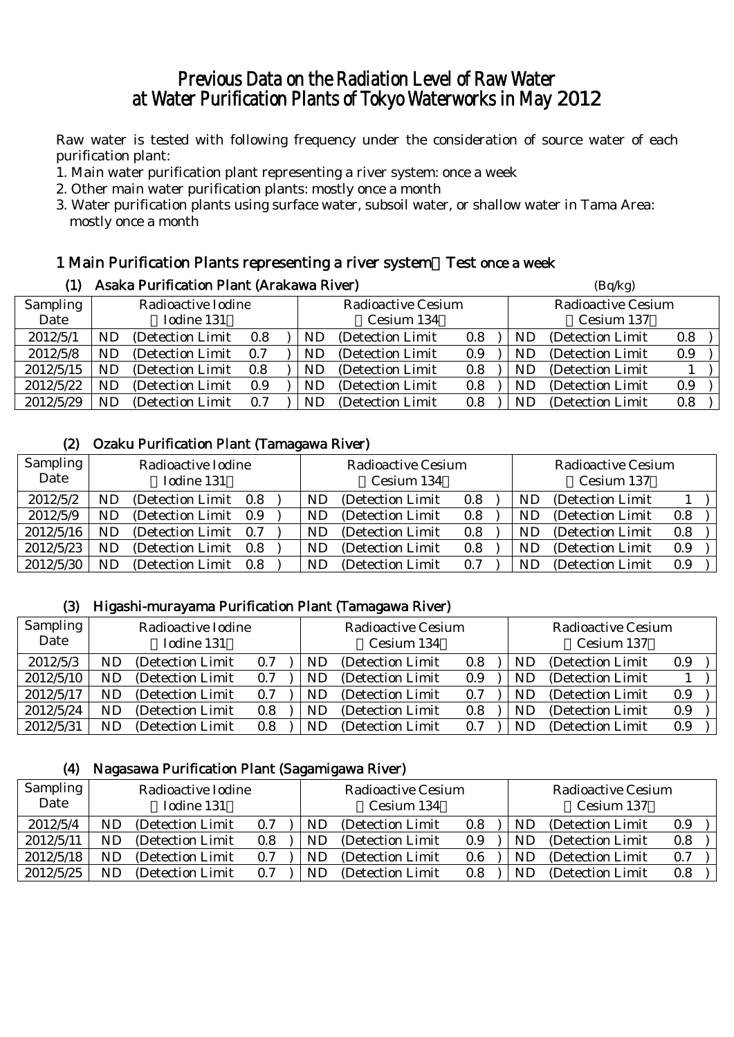# Previous Data on the Radiation Level of Raw Water at Water Purification Plants of Tokyo Waterworks in May 2012

Raw water is tested with following frequency under the consideration of source water of each purification plant:

1. Main water purification plant representing a river system: once a week
2. Other main water purification plants: mostly once a month
3. Water purification plants using surface water, subsoil water, or shallow water in Tama Area: mostly once a month

## 1 Main Purification Plants representing a river system：Test once a week

### (1) Asaka Purification Plant (Arakawa River)

(Bq/kg)

| Sampling Date | Radioactive Iodine （Iodine 131） | Radioactive Cesium （Cesium 134） | Radioactive Cesium （Cesium 137） |
|---|---|---|---|
| 2012/5/1 | ND (Detection Limit 0.8) | ND (Detection Limit 0.8) | ND (Detection Limit 0.8) |
| 2012/5/8 | ND (Detection Limit 0.7) | ND (Detection Limit 0.9) | ND (Detection Limit 0.9) |
| 2012/5/15 | ND (Detection Limit 0.8) | ND (Detection Limit 0.8) | ND (Detection Limit 1) |
| 2012/5/22 | ND (Detection Limit 0.9) | ND (Detection Limit 0.8) | ND (Detection Limit 0.9) |
| 2012/5/29 | ND (Detection Limit 0.7) | ND (Detection Limit 0.8) | ND (Detection Limit 0.8) |

### (2) Ozaku Purification Plant (Tamagawa River)

| Sampling Date | Radioactive Iodine （Iodine 131） | Radioactive Cesium （Cesium 134） | Radioactive Cesium （Cesium 137） |
|---|---|---|---|
| 2012/5/2 | ND (Detection Limit 0.8) | ND (Detection Limit 0.8) | ND (Detection Limit 1) |
| 2012/5/9 | ND (Detection Limit 0.9) | ND (Detection Limit 0.8) | ND (Detection Limit 0.8) |
| 2012/5/16 | ND (Detection Limit 0.7) | ND (Detection Limit 0.8) | ND (Detection Limit 0.8) |
| 2012/5/23 | ND (Detection Limit 0.8) | ND (Detection Limit 0.8) | ND (Detection Limit 0.9) |
| 2012/5/30 | ND (Detection Limit 0.8) | ND (Detection Limit 0.7) | ND (Detection Limit 0.9) |

### (3) Higashi-murayama Purification Plant (Tamagawa River)

| Sampling Date | Radioactive Iodine （Iodine 131） | Radioactive Cesium （Cesium 134） | Radioactive Cesium （Cesium 137） |
|---|---|---|---|
| 2012/5/3 | ND (Detection Limit 0.7) | ND (Detection Limit 0.8) | ND (Detection Limit 0.9) |
| 2012/5/10 | ND (Detection Limit 0.7) | ND (Detection Limit 0.9) | ND (Detection Limit 1) |
| 2012/5/17 | ND (Detection Limit 0.7) | ND (Detection Limit 0.7) | ND (Detection Limit 0.9) |
| 2012/5/24 | ND (Detection Limit 0.8) | ND (Detection Limit 0.8) | ND (Detection Limit 0.9) |
| 2012/5/31 | ND (Detection Limit 0.8) | ND (Detection Limit 0.7) | ND (Detection Limit 0.9) |

### (4) Nagasawa Purification Plant (Sagamigawa River)

| Sampling Date | Radioactive Iodine （Iodine 131） | Radioactive Cesium （Cesium 134） | Radioactive Cesium （Cesium 137） |
|---|---|---|---|
| 2012/5/4 | ND (Detection Limit 0.7) | ND (Detection Limit 0.8) | ND (Detection Limit 0.9) |
| 2012/5/11 | ND (Detection Limit 0.8) | ND (Detection Limit 0.9) | ND (Detection Limit 0.8) |
| 2012/5/18 | ND (Detection Limit 0.7) | ND (Detection Limit 0.6) | ND (Detection Limit 0.7) |
| 2012/5/25 | ND (Detection Limit 0.7) | ND (Detection Limit 0.8) | ND (Detection Limit 0.8) |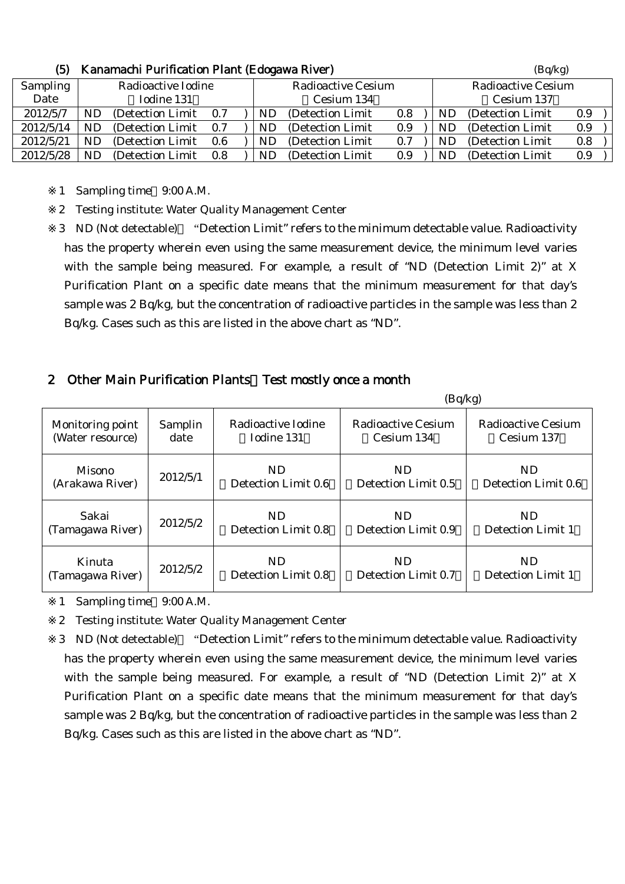### (5) Kanamachi Purification Plant (Edogawa River)

(Bq/kg)

| Sampling Date | Radioactive Iodine (Iodine 131) | Radioactive Cesium (Cesium 134) | Radioactive Cesium (Cesium 137) |
|---|---|---|---|
| 2012/5/7 | ND (Detection Limit 0.7) | ND (Detection Limit 0.8) | ND (Detection Limit 0.9) |
| 2012/5/14 | ND (Detection Limit 0.7) | ND (Detection Limit 0.9) | ND (Detection Limit 0.9) |
| 2012/5/21 | ND (Detection Limit 0.6) | ND (Detection Limit 0.7) | ND (Detection Limit 0.8) |
| 2012/5/28 | ND (Detection Limit 0.8) | ND (Detection Limit 0.9) | ND (Detection Limit 0.9) |

※1 Sampling time 9:00 A.M.

※2 Testing institute: Water Quality Management Center

※3 ND (Not detectable) "Detection Limit" refers to the minimum detectable value. Radioactivity has the property wherein even using the same measurement device, the minimum level varies with the sample being measured. For example, a result of "ND (Detection Limit 2)" at X Purification Plant on a specific date means that the minimum measurement for that day's sample was 2 Bq/kg, but the concentration of radioactive particles in the sample was less than 2 Bq/kg. Cases such as this are listed in the above chart as "ND".

## 2 Other Main Purification Plants (Test mostly once a month)

(Bq/kg)

| Monitoring point (Water resource) | Samplin date | Radioactive Iodine (Iodine 131) | Radioactive Cesium (Cesium 134) | Radioactive Cesium (Cesium 137) |
|---|---|---|---|---|
| Misono (Arakawa River) | 2012/5/1 | ND (Detection Limit 0.6) | ND (Detection Limit 0.5) | ND (Detection Limit 0.6) |
| Sakai (Tamagawa River) | 2012/5/2 | ND (Detection Limit 0.8) | ND (Detection Limit 0.9) | ND (Detection Limit 1) |
| Kinuta (Tamagawa River) | 2012/5/2 | ND (Detection Limit 0.8) | ND (Detection Limit 0.7) | ND (Detection Limit 1) |

※1 Sampling time 9:00 A.M.

※2 Testing institute: Water Quality Management Center

※3 ND (Not detectable) "Detection Limit" refers to the minimum detectable value. Radioactivity has the property wherein even using the same measurement device, the minimum level varies with the sample being measured. For example, a result of "ND (Detection Limit 2)" at X Purification Plant on a specific date means that the minimum measurement for that day's sample was 2 Bq/kg, but the concentration of radioactive particles in the sample was less than 2 Bq/kg. Cases such as this are listed in the above chart as "ND".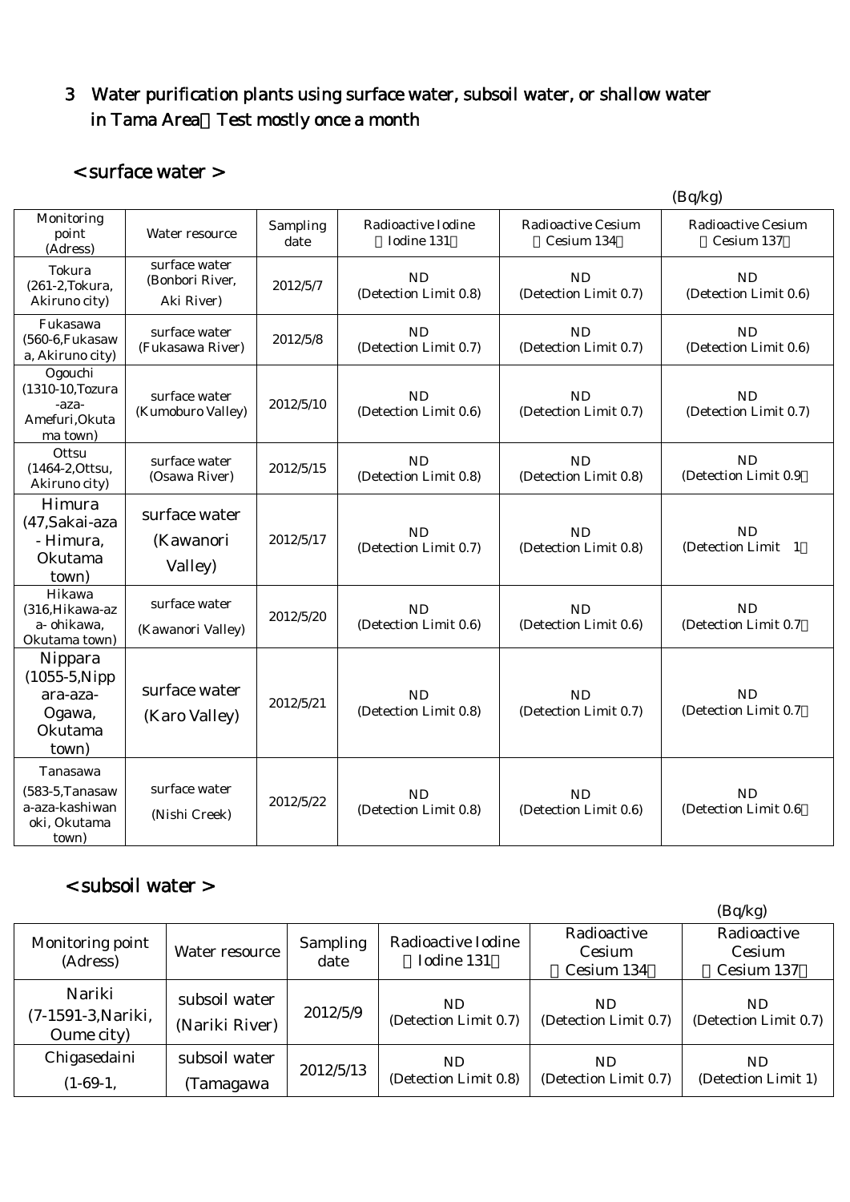## 3 Water purification plants using surface water, subsoil water, or shallow water in Tama Area：Test mostly once a month

### < surface water >

(Bq/kg)

| Monitoring point (Adress) | Water resource | Sampling date | Radioactive Iodine （Iodine 131） | Radioactive Cesium （Cesium 134） | Radioactive Cesium （Cesium 137） |
|---|---|---|---|---|---|
| Tokura (261-2,Tokura, Akiruno city) | surface water (Bonbori River, Aki River) | 2012/5/7 | ND (Detection Limit 0.8) | ND (Detection Limit 0.7) | ND (Detection Limit 0.6) |
| Fukasawa (560-6,Fukasawa, Akiruno city) | surface water (Fukasawa River) | 2012/5/8 | ND (Detection Limit 0.7) | ND (Detection Limit 0.7) | ND (Detection Limit 0.6) |
| Ogouchi (1310-10,Tozura-aza-Amefuri,Okutama town) | surface water (Kumoburo Valley) | 2012/5/10 | ND (Detection Limit 0.6) | ND (Detection Limit 0.7) | ND (Detection Limit 0.7) |
| Ottsu (1464-2,Ottsu, Akiruno city) | surface water (Osawa River) | 2012/5/15 | ND (Detection Limit 0.8) | ND (Detection Limit 0.8) | ND (Detection Limit 0.9） |
| Himura (47,Sakai-aza - Himura, Okutama town) | surface water (Kawanori Valley) | 2012/5/17 | ND (Detection Limit 0.7) | ND (Detection Limit 0.8) | ND (Detection Limit 1） |
| Hikawa (316,Hikawa-aza- ohikawa, Okutama town) | surface water (Kawanori Valley) | 2012/5/20 | ND (Detection Limit 0.6) | ND (Detection Limit 0.6) | ND (Detection Limit 0.7） |
| Nippara (1055-5,Nippara-aza-Ogawa, Okutama town) | surface water (Karo Valley) | 2012/5/21 | ND (Detection Limit 0.8) | ND (Detection Limit 0.7) | ND (Detection Limit 0.7） |
| Tanasawa (583-5,Tanasawa-aza-kashiwanoki, Okutama town) | surface water (Nishi Creek) | 2012/5/22 | ND (Detection Limit 0.8) | ND (Detection Limit 0.6) | ND (Detection Limit 0.6） |

### < subsoil water >

(Bq/kg)

| Monitoring point (Adress) | Water resource | Sampling date | Radioactive Iodine （Iodine 131） | Radioactive Cesium （Cesium 134） | Radioactive Cesium （Cesium 137） |
|---|---|---|---|---|---|
| Nariki (7-1591-3,Nariki, Oume city) | subsoil water (Nariki River) | 2012/5/9 | ND (Detection Limit 0.7) | ND (Detection Limit 0.7) | ND (Detection Limit 0.7) |
| Chigasedaini (1-69-1, | subsoil water (Tamagawa | 2012/5/13 | ND (Detection Limit 0.8) | ND (Detection Limit 0.7) | ND (Detection Limit 1) |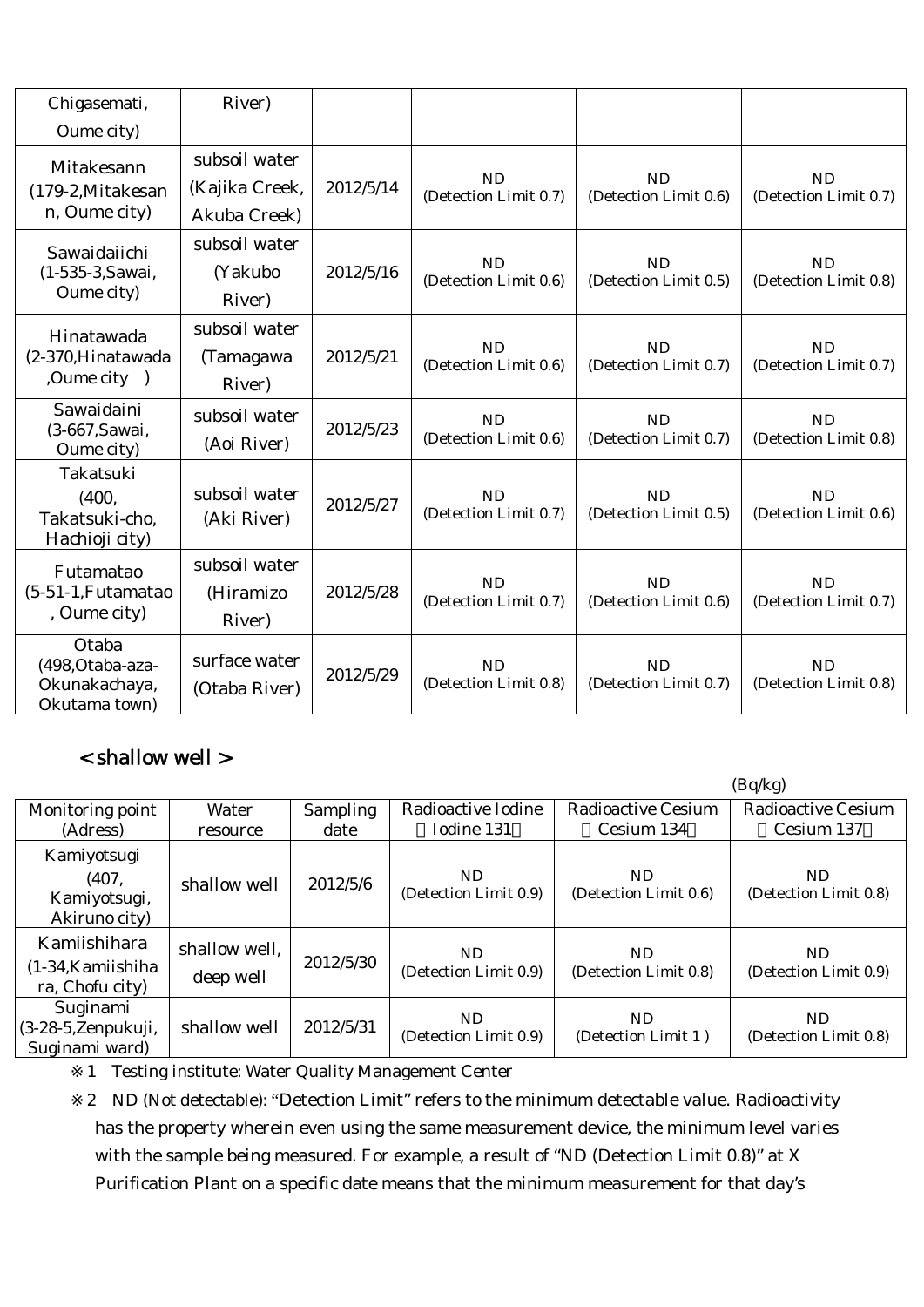| Chigasemati, Oume city) | River) | | | | |
|---|---|---|---|---|---|
| Mitakesann (179-2,Mitakesann, Oume city) | subsoil water (Kajika Creek, Akuba Creek) | 2012/5/14 | ND (Detection Limit 0.7) | ND (Detection Limit 0.6) | ND (Detection Limit 0.7) |
| Sawaidaiichi (1-535-3,Sawai, Oume city) | subsoil water (Yakubo River) | 2012/5/16 | ND (Detection Limit 0.6) | ND (Detection Limit 0.5) | ND (Detection Limit 0.8) |
| Hinatawada (2-370,Hinatawada ,Oume city ) | subsoil water (Tamagawa River) | 2012/5/21 | ND (Detection Limit 0.6) | ND (Detection Limit 0.7) | ND (Detection Limit 0.7) |
| Sawaidaini (3-667,Sawai, Oume city) | subsoil water (Aoi River) | 2012/5/23 | ND (Detection Limit 0.6) | ND (Detection Limit 0.7) | ND (Detection Limit 0.8) |
| Takatsuki (400, Takatsuki-cho, Hachioji city) | subsoil water (Aki River) | 2012/5/27 | ND (Detection Limit 0.7) | ND (Detection Limit 0.5) | ND (Detection Limit 0.6) |
| Futamatao (5-51-1,Futamatao , Oume city) | subsoil water (Hiramizo River) | 2012/5/28 | ND (Detection Limit 0.7) | ND (Detection Limit 0.6) | ND (Detection Limit 0.7) |
| Otaba (498,Otaba-aza-Okunakachaya, Okutama town) | surface water (Otaba River) | 2012/5/29 | ND (Detection Limit 0.8) | ND (Detection Limit 0.7) | ND (Detection Limit 0.8) |

## < shallow well >

(Bq/kg)

| Monitoring point (Adress) | Water resource | Sampling date | Radioactive Iodine (Iodine 131) | Radioactive Cesium (Cesium 134) | Radioactive Cesium (Cesium 137) |
|---|---|---|---|---|---|
| Kamiyotsugi (407, Kamiyotsugi, Akiruno city) | shallow well | 2012/5/6 | ND (Detection Limit 0.9) | ND (Detection Limit 0.6) | ND (Detection Limit 0.8) |
| Kamiishihara (1-34,Kamiishihara, Chofu city) | shallow well, deep well | 2012/5/30 | ND (Detection Limit 0.9) | ND (Detection Limit 0.8) | ND (Detection Limit 0.9) |
| Suginami (3-28-5,Zenpukuji, Suginami ward) | shallow well | 2012/5/31 | ND (Detection Limit 0.9) | ND (Detection Limit 1 ) | ND (Detection Limit 0.8) |

※1 Testing institute: Water Quality Management Center

※2 ND (Not detectable): "Detection Limit" refers to the minimum detectable value. Radioactivity has the property wherein even using the same measurement device, the minimum level varies with the sample being measured. For example, a result of "ND (Detection Limit 0.8)" at X Purification Plant on a specific date means that the minimum measurement for that day's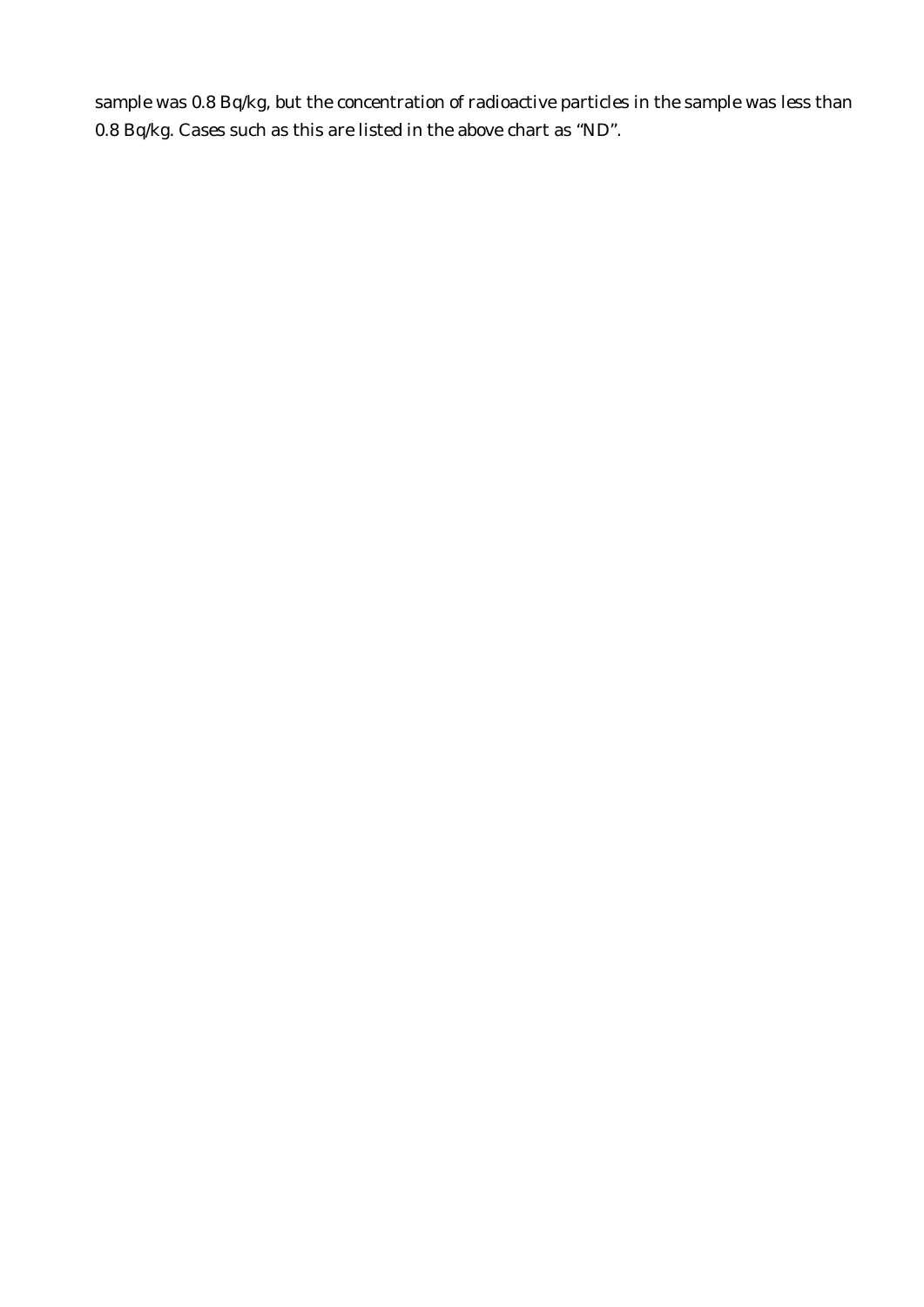sample was 0.8 Bq/kg, but the concentration of radioactive particles in the sample was less than 0.8 Bq/kg. Cases such as this are listed in the above chart as “ND”.